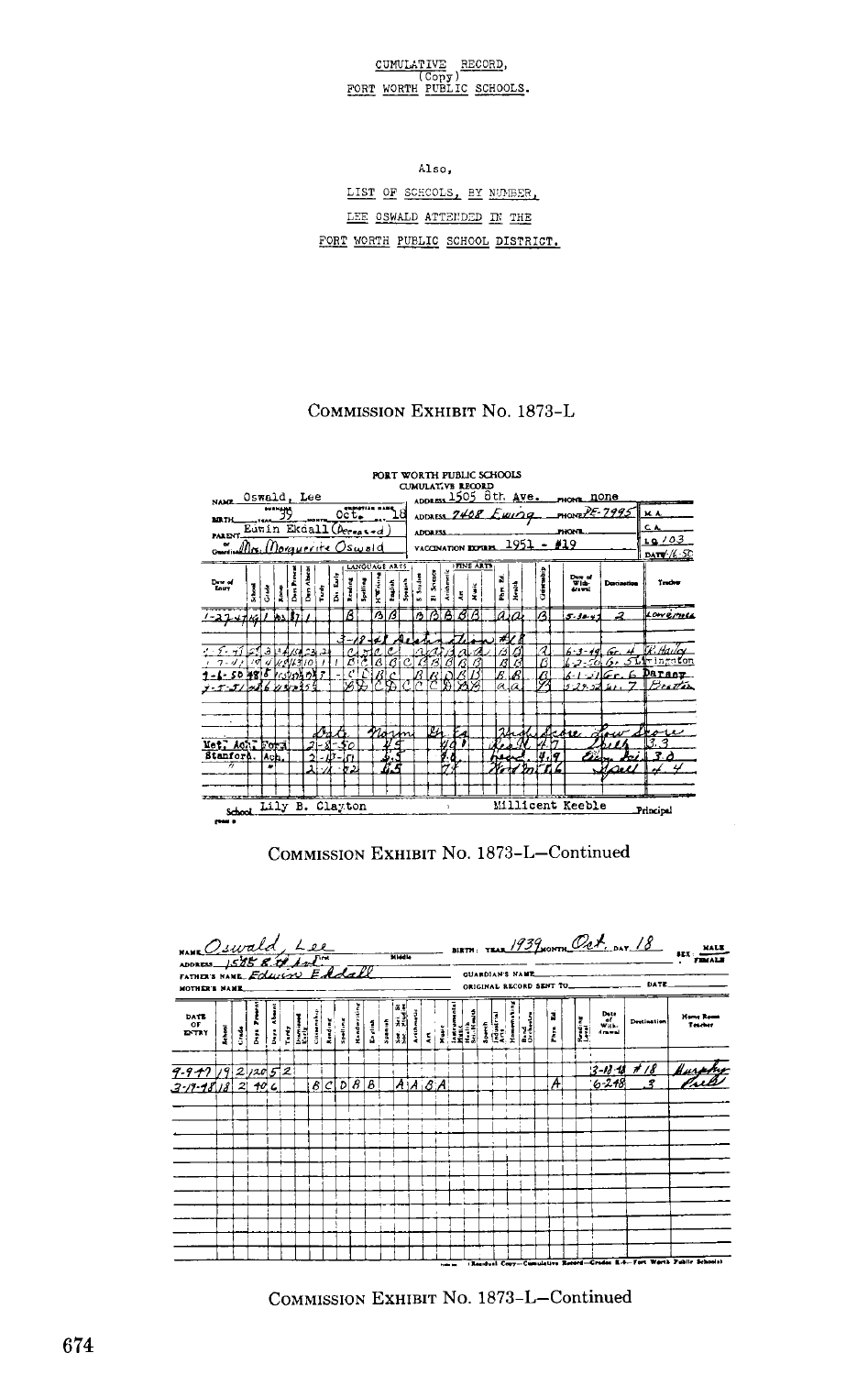CUMULATIVE RECORD,
(Copy)
FORT WORTH PUBLIC SCHOOLS.

Also,

LIST OF SCHOOLS, BY NUMBER,

LEE OSWALD ATTENDED IN THE

FORT WORTH PUBLIC SCHOOL DISTRICT.

## COMMISSION EXHIBIT No. 1873-L

FORT WORTH PUBLIC SCHOOLS
CUMULATIVE RECORD

NAME Oswald, Lee — ADDRESS 1505 8th Ave. — PHONE none

BIRTH YEAR 39 MONTH Oct. DAY 18 — ADDRESS 7408 Ewing — PHONE PE-7995

PARENT Edwin Ekdall (Deceased) — ADDRESS — PHONE

Guardian Mrs. Marguerite Oswald — VACCINATION EXPIRES 1951 - #19

M.A. — C.A. — I.Q. 103 — DATE 6-50

| Date of Entry | School | Grade | Room | Days Present | Days Absent | Tardy | Dis. Early | Reading | Spelling | H'Writing | English | Speech | S. Studies | El. Science | Arithmetic | Art | Music | Phys. Ed. | Health | Citizenship | Date of With-drawal | Destination | Teacher |
|---|---|---|---|---|---|---|---|---|---|---|---|---|---|---|---|---|---|---|---|---|---|---|---|
| 1-27-47 | 19 | 1 | 105 | 87 | 1 | | | B | | B | B | | B | B | B | B | B | A | A | B | 5-30-47 | 2 | Lowe/Price |
| | | | | | | | 3-18-48 Re-entered from #18 | | | | | | | | | | | | | | | | |
| 5-5-48 | 19 | 2 | 3 | 46 | 0 | 3 | 3 | C | C | C | C | | A | A | A | A | A | B | B | A | 6-3-48 | Gr. 4 | R. Hailey |
| 9-7-48 | 19 | 4 | | 168 | 10 | 1 | 1 | B | B | B | C | C | B | B | B | B | B | B | B | B | 6-2-50 | Gr. 5 | Livingston |
| 9-6-50 | 48 | 5 | 103 | 170 | 7 | - | C | B | | B | C | | B | B | B | B | B | B | B | B | 6-1-51 | Gr. 6 | Darsey |
| 9-5-51 | 48 | 6 | | 175 | 5 | | | B | B | C | D | C | C | C | D | B | B | A | A | B | 5-29-52 | Gr. 7 | Bratin |

| Met. Ach. Form | Date | Norm | Gr. Eq. | High Score | | Low Score | |
|---|---|---|---|---|---|---|---|
| Stanford Ach. | 2-8-50 | 4.5 | 4.0 | Read. | 4.7 | Arith. | 3.3 |
| " | 2-17-51 | 5.5 | 4.8 | Read. | 4.9 | Elem. Sci. | 3.0 |
| " | 2-11-52 | 6.5 | 7.4 | Word Mn. | 8.6 | Spell | 4.4 |

School Lily B. Clayton — Millicent Keeble Principal

## COMMISSION EXHIBIT No. 1873-L—Continued

NAME Oswald, Lee — BIRTH: YEAR 1939 MONTH Oct. DAY 18 — SEX: MALE

ADDRESS 1505 8th Ave

FATHER'S NAME Edwin Ekdall — GUARDIAN'S NAME

MOTHER'S NAME — ORIGINAL RECORD SENT TO — DATE

| Date of Entry | School | Grade | Days Present | Days Absent | Tardy | Dismissed Early | Citizenship | Reading | Handwriting | Spelling | English | Spanish | Soc. Sci. St. Studies | Arithmetic | Art | Music | Instrumental Music | Health | Speech | Industrial Arts | Homemaking | Band Orchestra | Phys. Ed. | Reading Level | Date of Withdrawal | Destination | Home Room Teacher |
|---|---|---|---|---|---|---|---|---|---|---|---|---|---|---|---|---|---|---|---|---|---|---|---|---|---|---|---|
| 9-9-47 | 19 | 2 | 120 | 5 | 2 | | | | | | | | | | | | | | | | | | | | 3-18-48 | #18 | Murphy |
| 3-19-48 | 18 | 2 | 40 | 6 | | | B | C | D | B | B | | | A | A | B | A | | | | | | A | | 6-2-48 | 3 | Park |

(Residual Copy—Cumulative Record—Grades K-6—Fort Worth Public Schools)

## COMMISSION EXHIBIT No. 1873-L—Continued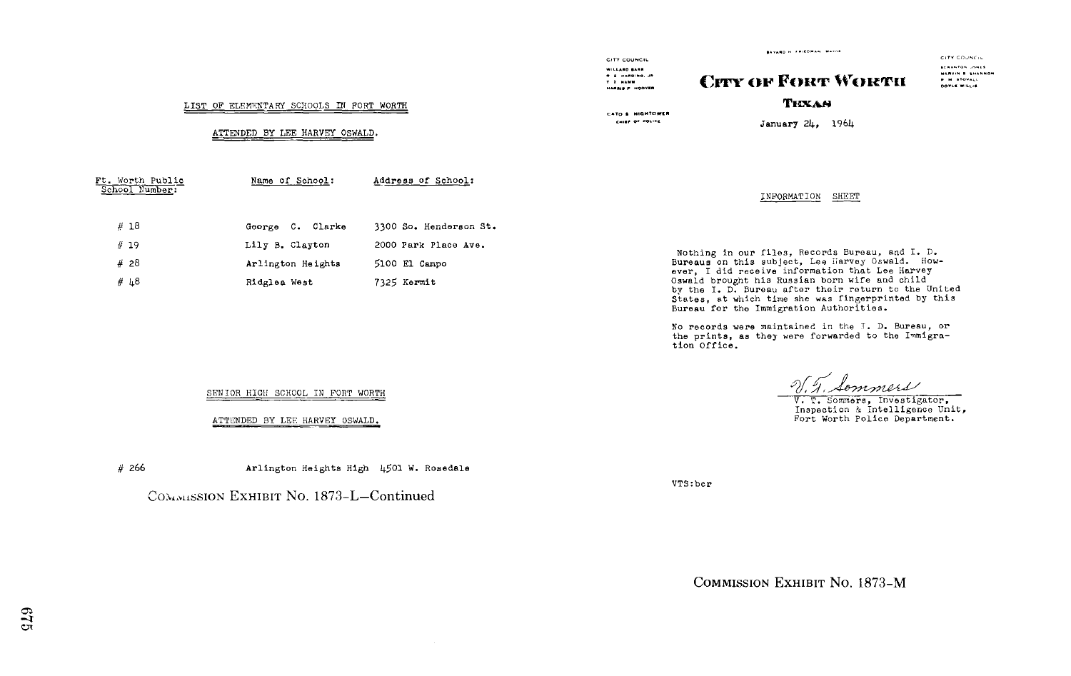LIST OF ELEMENTARY SCHOOLS IN FORT WORTH

ATTENDED BY LEE HARVEY OSWALD.

| Ft. Worth Public School Number: | Name of School: | Address of School: |
|---|---|---|
| # 18 | George C. Clarke | 3300 So. Henderson St. |
| # 19 | Lily B. Clayton | 2000 Park Place Ave. |
| # 28 | Arlington Heights | 5100 El Campo |
| # 48 | Ridglea West | 7325 Kermit |

SENIOR HIGH SCHOOL IN FORT WORTH

ATTENDED BY LEE HARVEY OSWALD.

| | | |
|---|---|---|
| # 266 | Arlington Heights High | 4501 W. Rosedale |

COMMISSION EXHIBIT No. 1873-L—Continued

BAYARD H. FRIEDMAN, MAYOR

CITY COUNCIL
WILLARD BARR
R. E. HARDING, JR.
T. J. HAMM
HARRIS F. HOOVER

# CITY OF FORT WORTH

## TEXAS

CITY COUNCIL
SCRANTON JONES
MARVIN E. SHANNON
R. M. STOVALL
DOYLE WILLIS

CATO S. HIGHTOWER
CHIEF OF POLICE

January 24, 1964

INFORMATION SHEET

Nothing in our files, Records Bureau, and I. D. Bureaus on this subject, Lee Harvey Oswald. However, I did receive information that Lee Harvey Oswald brought his Russian born wife and child by the I. D. Bureau after their return to the United States, at which time she was fingerprinted by this Bureau for the Immigration Authorities.

No records were maintained in the I. D. Bureau, or the prints, as they were forwarded to the Immigration Office.

V. T. Sommers

V. T. Sommers, Investigator,
Inspection & Intelligence Unit,
Fort Worth Police Department.

VTS:bcr

COMMISSION EXHIBIT No. 1873-M